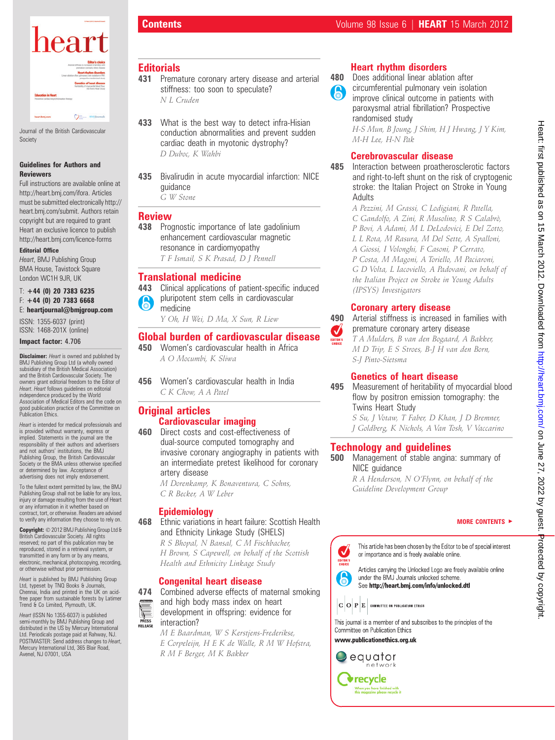# Contents

Journal of the British Cardiovascular Society

**Guidelines for Authors and Reviewers**

Full instructions are available online at http://heart.bmj.com/ifora. Articles must be submitted electronically http://heart.bmj.com/submit. Authors retain copyright but are required to grant Heart an exclusive licence to publish http://heart.bmj.com/licence-forms

**Editorial Office**

*Heart*, BMJ Publishing Group
BMA House, Tavistock Square
London WC1H 9JR, UK

T: **+44 (0) 20 7383 6235**
F: **+44 (0) 20 7383 6668**
E: **heartjournal@bmjgroup.com**

ISSN: 1355-6037 (print)
ISSN: 1468-201X (online)

**Impact factor:** 4.706

**Disclaimer:** *Heart* is owned and published by BMJ Publishing Group Ltd (a wholly owned subsidiary of the British Medical Association) and the British Cardiovascular Society. The owners grant editorial freedom to the Editor of *Heart*. *Heart* follows guidelines on editorial independence produced by the World Association of Medical Editors and the code on good publication practice of the Committee on Publication Ethics.

*Heart* is intended for medical professionals and is provided without warranty, express or implied. Statements in the journal are the responsibility of their authors and advertisers and not authors' institutions, the BMJ Publishing Group, the British Cardiovascular Society or the BMA unless otherwise specified or determined by law. Acceptance of advertising does not imply endorsement.

To the fullest extent permitted by law, the BMJ Publishing Group shall not be liable for any loss, injury or damage resulting from the use of Heart or any information in it whether based on contract, tort, or otherwise. Readers are advised to verify any information they choose to rely on.

**Copyright:** © 2012 BMJ Publishing Group Ltd & British Cardiovascular Society. All rights reserved; no part of this publication may be reproduced, stored in a retrieval system, or transmitted in any form or by any means, electronic, mechanical, photocopying, recording, or otherwise without prior permission.

*Heart* is published by BMJ Publishing Group Ltd, typeset by TNQ Books & Journals, Chennai, India and printed in the UK on acid-free paper from sustainable forests by Latimer Trend & Co Limited, Plymouth, UK.

*Heart* (ISSN No 1355-6037) is published semi-monthly by BMJ Publishing Group and distributed in the US by Mercury International Ltd. Periodicals postage paid at Rahway, NJ. POSTMASTER: Send address changes to *Heart*, Mercury International Ltd, 365 Blair Road, Avenel, NJ 07001, USA

## Editorials

**431** Premature coronary artery disease and arterial stiffness: too soon to speculate?
*N L Cruden*

**433** What is the best way to detect infra-Hisian conduction abnormalities and prevent sudden cardiac death in myotonic dystrophy?
*D Duboc, K Wahbi*

**435** Bivalirudin in acute myocardial infarction: NICE guidance
*G W Stone*

## Review

**438** Prognostic importance of late gadolinium enhancement cardiovascular magnetic resonance in cardiomyopathy
*T F Ismail, S K Prasad, D J Pennell*

## Translational medicine

**443** Clinical applications of patient-specific induced pluripotent stem cells in cardiovascular medicine
*Y Oh, H Wei, D Ma, X Sun, R Liew*

## Global burden of cardiovascular disease

**450** Women's cardiovascular health in Africa
*A O Mocumbi, K Sliwa*

**456** Women's cardiovascular health in India
*C K Chow, A A Patel*

## Original articles

### Cardiovascular imaging

**460** Direct costs and cost-effectiveness of dual-source computed tomography and invasive coronary angiography in patients with an intermediate pretest likelihood for coronary artery disease
*M Dorenkamp, K Bonaventura, C Sohns, C R Becker, A W Leber*

### Epidemiology

**468** Ethnic variations in heart failure: Scottish Health and Ethnicity Linkage Study (SHELS)
*R S Bhopal, N Bansal, C M Fischbacher, H Brown, S Capewell, on behalf of the Scottish Health and Ethnicity Linkage Study*

### Congenital heart disease

**474** Combined adverse effects of maternal smoking and high body mass index on heart development in offspring: evidence for interaction?
*M E Baardman, W S Kerstjens-Frederikse, E Corpeleijn, H E K de Walle, R M W Hofstra, R M F Berger, M K Bakker*

### Heart rhythm disorders

**480** Does additional linear ablation after circumferential pulmonary vein isolation improve clinical outcome in patients with paroxysmal atrial fibrillation? Prospective randomised study
*H-S Mun, B Joung, J Shim, H J Hwang, J Y Kim, M-H Lee, H-N Pak*

### Cerebrovascular disease

**485** Interaction between proatherosclerotic factors and right-to-left shunt on the risk of cryptogenic stroke: the Italian Project on Stroke in Young Adults
*A Pezzini, M Grassi, C Lodigiani, R Patella, C Gandolfo, A Zini, R Musolino, R S Calabrò, P Bovi, A Adami, M L DeLodovici, E Del Zotto, L L Rota, M Rasura, M Del Sette, A Spalloni, A Giossi, I Volonghi, F Casoni, P Cerrato, P Costa, M Magoni, A Toriello, M Paciaroni, G D Volta, L Iacoviello, A Padovani, on behalf of the Italian Project on Stroke in Young Adults (IPSYS) Investigators*

### Coronary artery disease

**490** Arterial stiffness is increased in families with premature coronary artery disease
*T A Mulders, B van den Bogaard, A Bakker, M D Trip, E S Stroes, B-J H van den Born, S-J Pinto-Sietsma*

### Genetics of heart disease

**495** Measurement of heritability of myocardial blood flow by positron emission tomography: the Twins Heart Study
*S Su, J Votaw, T Faber, D Khan, J D Bremner, J Goldberg, K Nichols, A Van Tosh, V Vaccarino*

## Technology and guidelines

**500** Management of stable angina: summary of NICE guidance
*R A Henderson, N O'Flynn, on behalf of the Guideline Development Group*

**MORE CONTENTS ►**

This article has been chosen by the Editor to be of special interest or importance and is freely available online.

Articles carrying the Unlocked Logo are freely available online under the BMJ Journals unlocked scheme. See **http://heart.bmj.com/info/unlocked.dtl**

This journal is a member of and subscribes to the principles of the Committee on Publication Ethics
**www.publicationethics.org.uk**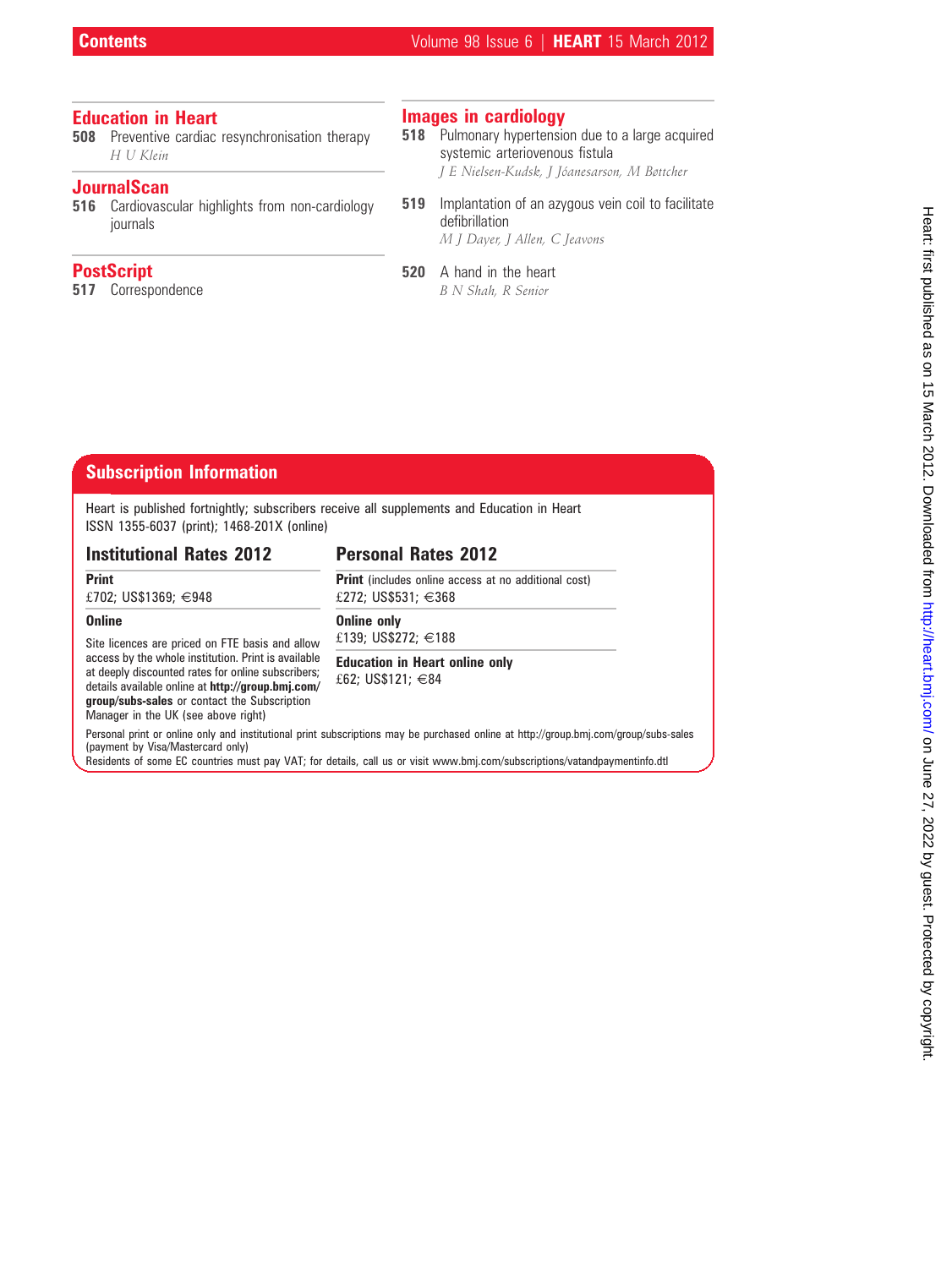## Education in Heart

**508** Preventive cardiac resynchronisation therapy
*H U Klein*

## JournalScan

**516** Cardiovascular highlights from non-cardiology journals

## PostScript

**517** Correspondence

## Images in cardiology

**518** Pulmonary hypertension due to a large acquired systemic arteriovenous fistula
*J E Nielsen-Kudsk, J Jóanesarson, M Bøttcher*

**519** Implantation of an azygous vein coil to facilitate defibrillation
*M J Dayer, J Allen, C Jeavons*

**520** A hand in the heart
*B N Shah, R Senior*

## Subscription Information

Heart is published fortnightly; subscribers receive all supplements and Education in Heart
ISSN 1355-6037 (print); 1468-201X (online)

### Institutional Rates 2012

**Print**
£702; US$1369; €948

**Online**

Site licences are priced on FTE basis and allow access by the whole institution. Print is available at deeply discounted rates for online subscribers; details available online at **http://group.bmj.com/group/subs-sales** or contact the Subscription Manager in the UK (see above right)

### Personal Rates 2012

**Print** (includes online access at no additional cost)
£272; US$531; €368

**Online only**
£139; US$272; €188

**Education in Heart online only**
£62; US$121; €84

Personal print or online only and institutional print subscriptions may be purchased online at http://group.bmj.com/group/subs-sales (payment by Visa/Mastercard only)
Residents of some EC countries must pay VAT; for details, call us or visit www.bmj.com/subscriptions/vatandpaymentinfo.dtl